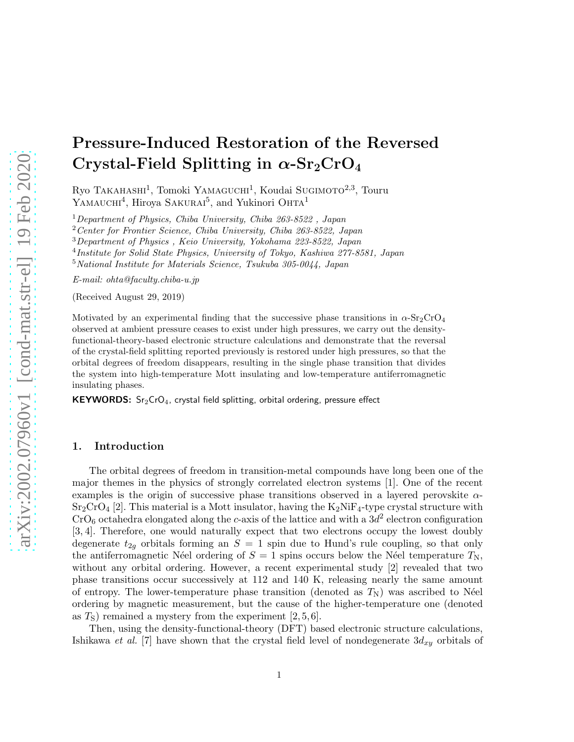# Pressure-Induced Restoration of the Reversed Crystal-Field Splitting in $\alpha$-$Sr_2CrO_4$

Ryo Takahashi[1], Tomoki Yamaguchi[1], Koudai Sugimoto[2,3], Touru Yamauchi[4], Hiroya Sakurai[5], and Yukinori Ohta[1]

[1] *Department of Physics, Chiba University, Chiba 263-8522 , Japan*

[2] *Center for Frontier Science, Chiba University, Chiba 263-8522, Japan*

[3] *Department of Physics , Keio University, Yokohama 223-8522, Japan*

[4] *Institute for Solid State Physics, University of Tokyo, Kashiwa 277-8581, Japan*

[5] *National Institute for Materials Science, Tsukuba 305-0044, Japan*

*E-mail: ohta@faculty.chiba-u.jp*

(Received August 29, 2019)

Motivated by an experimental finding that the successive phase transitions in $\alpha$-$Sr_2CrO_4$ observed at ambient pressure ceases to exist under high pressures, we carry out the density-functional-theory-based electronic structure calculations and demonstrate that the reversal of the crystal-field splitting reported previously is restored under high pressures, so that the orbital degrees of freedom disappears, resulting in the single phase transition that divides the system into high-temperature Mott insulating and low-temperature antiferromagnetic insulating phases.

**KEYWORDS:** $Sr_2CrO_4$, crystal field splitting, orbital ordering, pressure effect

## 1. Introduction

The orbital degrees of freedom in transition-metal compounds have long been one of the major themes in the physics of strongly correlated electron systems [1]. One of the recent examples is the origin of successive phase transitions observed in a layered perovskite $\alpha$-$Sr_2CrO_4$ [2]. This material is a Mott insulator, having the $K_2NiF_4$-type crystal structure with $CrO_6$ octahedra elongated along the $c$-axis of the lattice and with a $3d^2$ electron configuration [3, 4]. Therefore, one would naturally expect that two electrons occupy the lowest doubly degenerate $t_{2g}$ orbitals forming an $S = 1$ spin due to Hund's rule coupling, so that only the antiferromagnetic Néel ordering of $S = 1$ spins occurs below the Néel temperature $T_{\mathrm{N}}$, without any orbital ordering. However, a recent experimental study [2] revealed that two phase transitions occur successively at 112 and 140 K, releasing nearly the same amount of entropy. The lower-temperature phase transition (denoted as $T_{\mathrm{N}}$) was ascribed to Néel ordering by magnetic measurement, but the cause of the higher-temperature one (denoted as $T_{\mathrm{S}}$) remained a mystery from the experiment [2, 5, 6].

Then, using the density-functional-theory (DFT) based electronic structure calculations, Ishikawa *et al.* [7] have shown that the crystal field level of nondegenerate $3d_{xy}$ orbitals of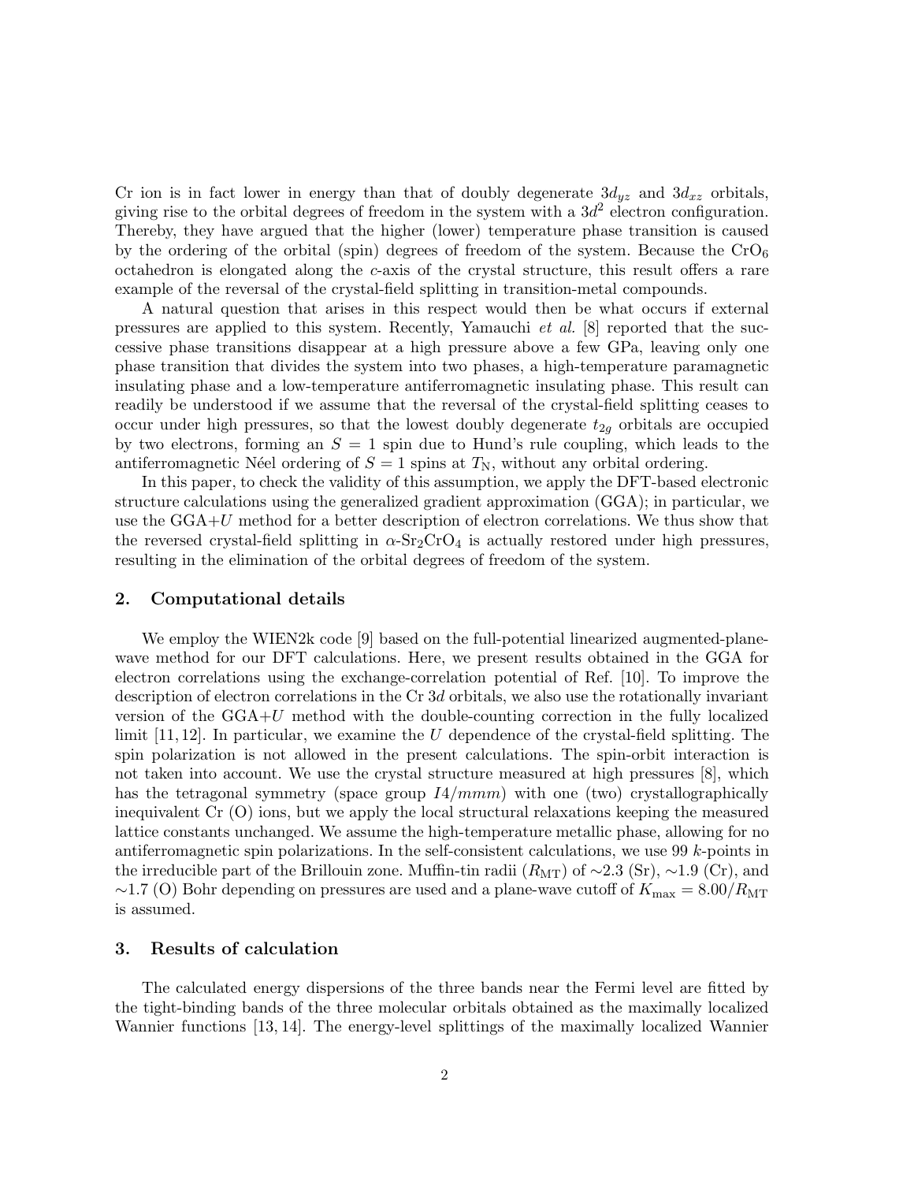Cr ion is in fact lower in energy than that of doubly degenerate $3d_{yz}$ and $3d_{xz}$ orbitals, giving rise to the orbital degrees of freedom in the system with a $3d^2$ electron configuration. Thereby, they have argued that the higher (lower) temperature phase transition is caused by the ordering of the orbital (spin) degrees of freedom of the system. Because the $CrO_6$ octahedron is elongated along the $c$-axis of the crystal structure, this result offers a rare example of the reversal of the crystal-field splitting in transition-metal compounds.

A natural question that arises in this respect would then be what occurs if external pressures are applied to this system. Recently, Yamauchi *et al.* [8] reported that the successive phase transitions disappear at a high pressure above a few GPa, leaving only one phase transition that divides the system into two phases, a high-temperature paramagnetic insulating phase and a low-temperature antiferromagnetic insulating phase. This result can readily be understood if we assume that the reversal of the crystal-field splitting ceases to occur under high pressures, so that the lowest doubly degenerate $t_{2g}$ orbitals are occupied by two electrons, forming an $S = 1$ spin due to Hund's rule coupling, which leads to the antiferromagnetic Néel ordering of $S = 1$ spins at $T_{\mathrm{N}}$, without any orbital ordering.

In this paper, to check the validity of this assumption, we apply the DFT-based electronic structure calculations using the generalized gradient approximation (GGA); in particular, we use the GGA+$U$ method for a better description of electron correlations. We thus show that the reversed crystal-field splitting in $\alpha$-$Sr_2CrO_4$ is actually restored under high pressures, resulting in the elimination of the orbital degrees of freedom of the system.

## 2. Computational details

We employ the WIEN2k code [9] based on the full-potential linearized augmented-plane-wave method for our DFT calculations. Here, we present results obtained in the GGA for electron correlations using the exchange-correlation potential of Ref. [10]. To improve the description of electron correlations in the Cr $3d$ orbitals, we also use the rotationally invariant version of the GGA+$U$ method with the double-counting correction in the fully localized limit [11, 12]. In particular, we examine the $U$ dependence of the crystal-field splitting. The spin polarization is not allowed in the present calculations. The spin-orbit interaction is not taken into account. We use the crystal structure measured at high pressures [8], which has the tetragonal symmetry (space group $I4/mmm$) with one (two) crystallographically inequivalent Cr (O) ions, but we apply the local structural relaxations keeping the measured lattice constants unchanged. We assume the high-temperature metallic phase, allowing for no antiferromagnetic spin polarizations. In the self-consistent calculations, we use 99 $k$-points in the irreducible part of the Brillouin zone. Muffin-tin radii ($R_{\mathrm{MT}}$) of $\sim$2.3 (Sr), $\sim$1.9 (Cr), and $\sim$1.7 (O) Bohr depending on pressures are used and a plane-wave cutoff of $K_{\max} = 8.00/R_{\mathrm{MT}}$ is assumed.

## 3. Results of calculation

The calculated energy dispersions of the three bands near the Fermi level are fitted by the tight-binding bands of the three molecular orbitals obtained as the maximally localized Wannier functions [13, 14]. The energy-level splittings of the maximally localized Wannier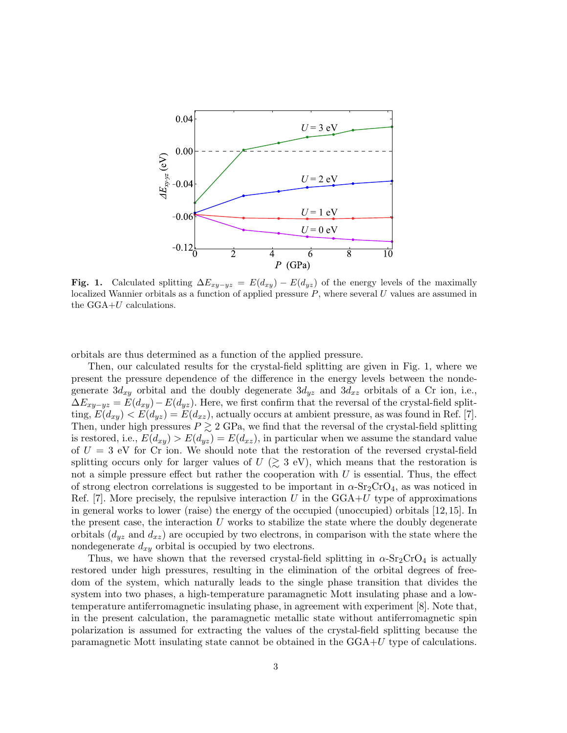**Fig. 1.** Calculated splitting $\Delta E_{xy-yz} = E(d_{xy}) - E(d_{yz})$ of the energy levels of the maximally localized Wannier orbitals as a function of applied pressure $P$, where several $U$ values are assumed in the GGA+$U$ calculations.

orbitals are thus determined as a function of the applied pressure.

Then, our calculated results for the crystal-field splitting are given in Fig. 1, where we present the pressure dependence of the difference in the energy levels between the nondegenerate $3d_{xy}$ orbital and the doubly degenerate $3d_{yz}$ and $3d_{xz}$ orbitals of a Cr ion, i.e., $\Delta E_{xy-yz} = E(d_{xy}) - E(d_{yz})$. Here, we first confirm that the reversal of the crystal-field splitting, $E(d_{xy}) < E(d_{yz}) = E(d_{xz})$, actually occurs at ambient pressure, as was found in Ref. [7]. Then, under high pressures $P \gtrsim 2$ GPa, we find that the reversal of the crystal-field splitting is restored, i.e., $E(d_{xy}) > E(d_{yz}) = E(d_{xz})$, in particular when we assume the standard value of $U = 3$ eV for Cr ion. We should note that the restoration of the reversed crystal-field splitting occurs only for larger values of $U$ ($\gtrsim 3$ eV), which means that the restoration is not a simple pressure effect but rather the cooperation with $U$ is essential. Thus, the effect of strong electron correlations is suggested to be important in $\alpha$-$Sr_2CrO_4$, as was noticed in Ref. [7]. More precisely, the repulsive interaction $U$ in the GGA+$U$ type of approximations in general works to lower (raise) the energy of the occupied (unoccupied) orbitals [12, 15]. In the present case, the interaction $U$ works to stabilize the state where the doubly degenerate orbitals ($d_{yz}$ and $d_{xz}$) are occupied by two electrons, in comparison with the state where the nondegenerate $d_{xy}$ orbital is occupied by two electrons.

Thus, we have shown that the reversed crystal-field splitting in $\alpha$-$Sr_2CrO_4$ is actually restored under high pressures, resulting in the elimination of the orbital degrees of freedom of the system, which naturally leads to the single phase transition that divides the system into two phases, a high-temperature paramagnetic Mott insulating phase and a low-temperature antiferromagnetic insulating phase, in agreement with experiment [8]. Note that, in the present calculation, the paramagnetic metallic state without antiferromagnetic spin polarization is assumed for extracting the values of the crystal-field splitting because the paramagnetic Mott insulating state cannot be obtained in the GGA+$U$ type of calculations.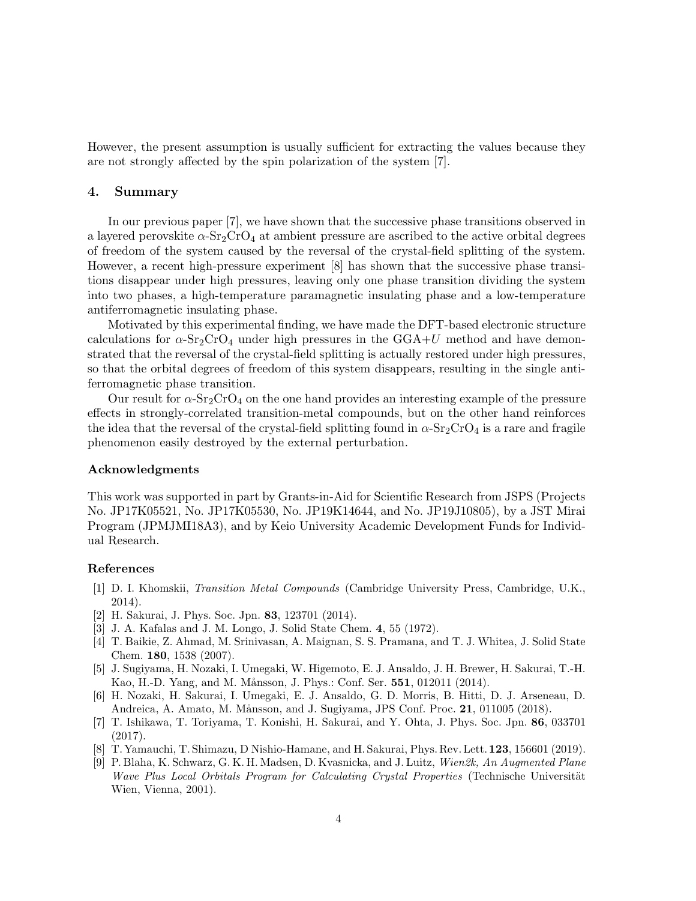However, the present assumption is usually sufficient for extracting the values because they are not strongly affected by the spin polarization of the system [7].

## 4. Summary

In our previous paper [7], we have shown that the successive phase transitions observed in a layered perovskite $\alpha$-$Sr_2CrO_4$ at ambient pressure are ascribed to the active orbital degrees of freedom of the system caused by the reversal of the crystal-field splitting of the system. However, a recent high-pressure experiment [8] has shown that the successive phase transitions disappear under high pressures, leaving only one phase transition dividing the system into two phases, a high-temperature paramagnetic insulating phase and a low-temperature antiferromagnetic insulating phase.

Motivated by this experimental finding, we have made the DFT-based electronic structure calculations for $\alpha$-$Sr_2CrO_4$ under high pressures in the GGA+$U$ method and have demonstrated that the reversal of the crystal-field splitting is actually restored under high pressures, so that the orbital degrees of freedom of this system disappears, resulting in the single antiferromagnetic phase transition.

Our result for $\alpha$-$Sr_2CrO_4$ on the one hand provides an interesting example of the pressure effects in strongly-correlated transition-metal compounds, but on the other hand reinforces the idea that the reversal of the crystal-field splitting found in $\alpha$-$Sr_2CrO_4$ is a rare and fragile phenomenon easily destroyed by the external perturbation.

### Acknowledgments

This work was supported in part by Grants-in-Aid for Scientific Research from JSPS (Projects No. JP17K05521, No. JP17K05530, No. JP19K14644, and No. JP19J10805), by a JST Mirai Program (JPMJMI18A3), and by Keio University Academic Development Funds for Individual Research.

### References

[1] D. I. Khomskii, *Transition Metal Compounds* (Cambridge University Press, Cambridge, U.K., 2014).

[2] H. Sakurai, J. Phys. Soc. Jpn. **83**, 123701 (2014).

[3] J. A. Kafalas and J. M. Longo, J. Solid State Chem. **4**, 55 (1972).

[4] T. Baikie, Z. Ahmad, M. Srinivasan, A. Maignan, S. S. Pramana, and T. J. Whitea, J. Solid State Chem. **180**, 1538 (2007).

[5] J. Sugiyama, H. Nozaki, I. Umegaki, W. Higemoto, E. J. Ansaldo, J. H. Brewer, H. Sakurai, T.-H. Kao, H.-D. Yang, and M. Månsson, J. Phys.: Conf. Ser. **551**, 012011 (2014).

[6] H. Nozaki, H. Sakurai, I. Umegaki, E. J. Ansaldo, G. D. Morris, B. Hitti, D. J. Arseneau, D. Andreica, A. Amato, M. Månsson, and J. Sugiyama, JPS Conf. Proc. **21**, 011005 (2018).

[7] T. Ishikawa, T. Toriyama, T. Konishi, H. Sakurai, and Y. Ohta, J. Phys. Soc. Jpn. **86**, 033701 (2017).

[8] T. Yamauchi, T. Shimazu, D Nishio-Hamane, and H. Sakurai, Phys. Rev. Lett. **123**, 156601 (2019).

[9] P. Blaha, K. Schwarz, G. K. H. Madsen, D. Kvasnicka, and J. Luitz, *Wien2k, An Augmented Plane Wave Plus Local Orbitals Program for Calculating Crystal Properties* (Technische Universität Wien, Vienna, 2001).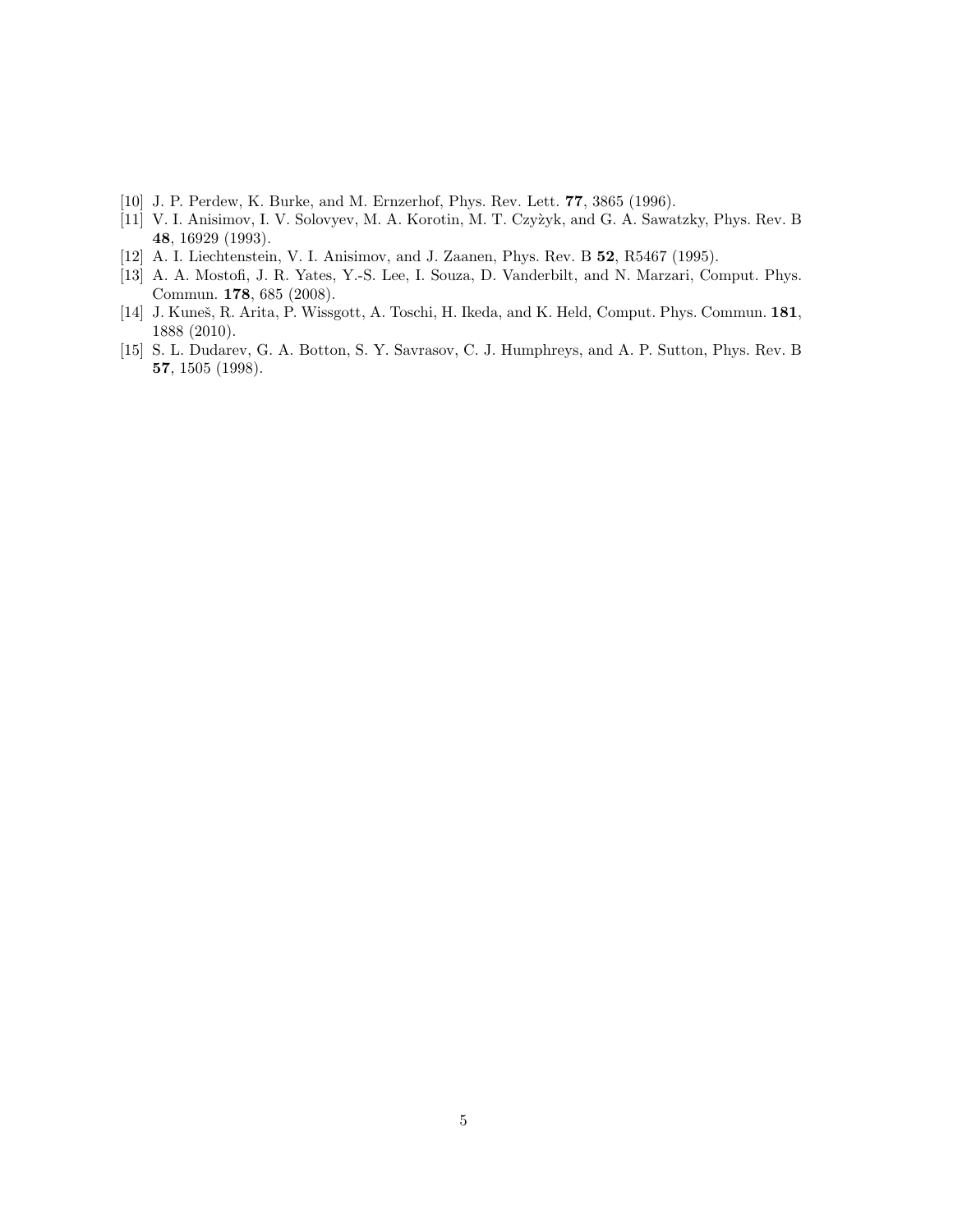[10] J. P. Perdew, K. Burke, and M. Ernzerhof, Phys. Rev. Lett. **77**, 3865 (1996).

[11] V. I. Anisimov, I. V. Solovyev, M. A. Korotin, M. T. Czyżyk, and G. A. Sawatzky, Phys. Rev. B **48**, 16929 (1993).

[12] A. I. Liechtenstein, V. I. Anisimov, and J. Zaanen, Phys. Rev. B **52**, R5467 (1995).

[13] A. A. Mostofi, J. R. Yates, Y.-S. Lee, I. Souza, D. Vanderbilt, and N. Marzari, Comput. Phys. Commun. **178**, 685 (2008).

[14] J. Kuneš, R. Arita, P. Wissgott, A. Toschi, H. Ikeda, and K. Held, Comput. Phys. Commun. **181**, 1888 (2010).

[15] S. L. Dudarev, G. A. Botton, S. Y. Savrasov, C. J. Humphreys, and A. P. Sutton, Phys. Rev. B **57**, 1505 (1998).